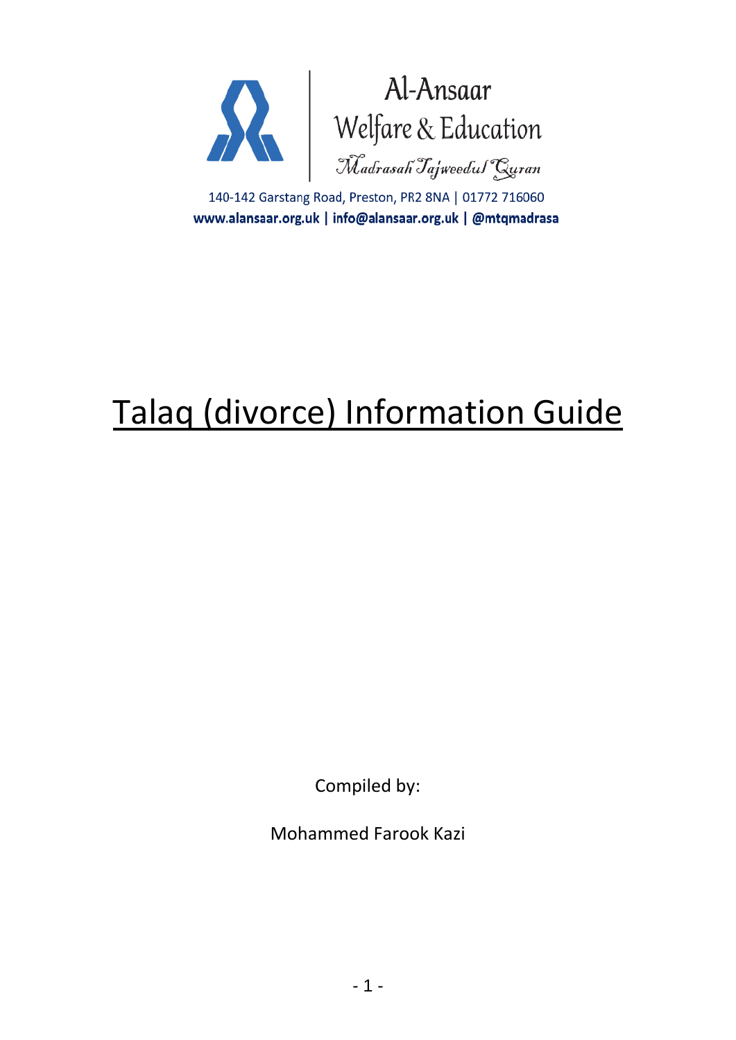Al-Ansaar
Welfare & Education
*Madrasah Tajweedul Quran*

140-142 Garstang Road, Preston, PR2 8NA | 01772 716060
**www.alansaar.org.uk | info@alansaar.org.uk | @mtqmadrasa**

# Talaq (divorce) Information Guide

Compiled by:

Mohammed Farook Kazi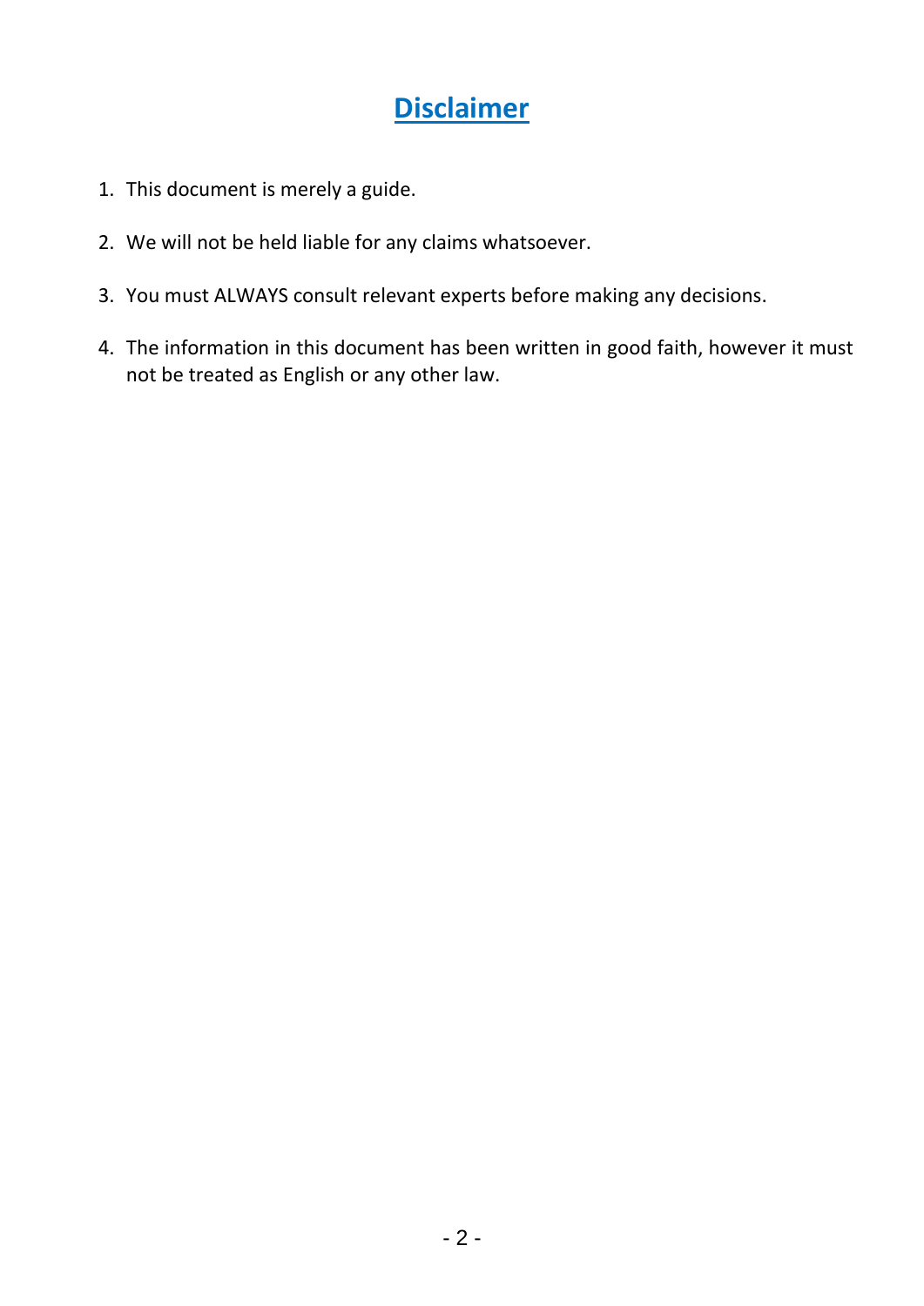# Disclaimer

1. This document is merely a guide.
2. We will not be held liable for any claims whatsoever.
3. You must ALWAYS consult relevant experts before making any decisions.
4. The information in this document has been written in good faith, however it must not be treated as English or any other law.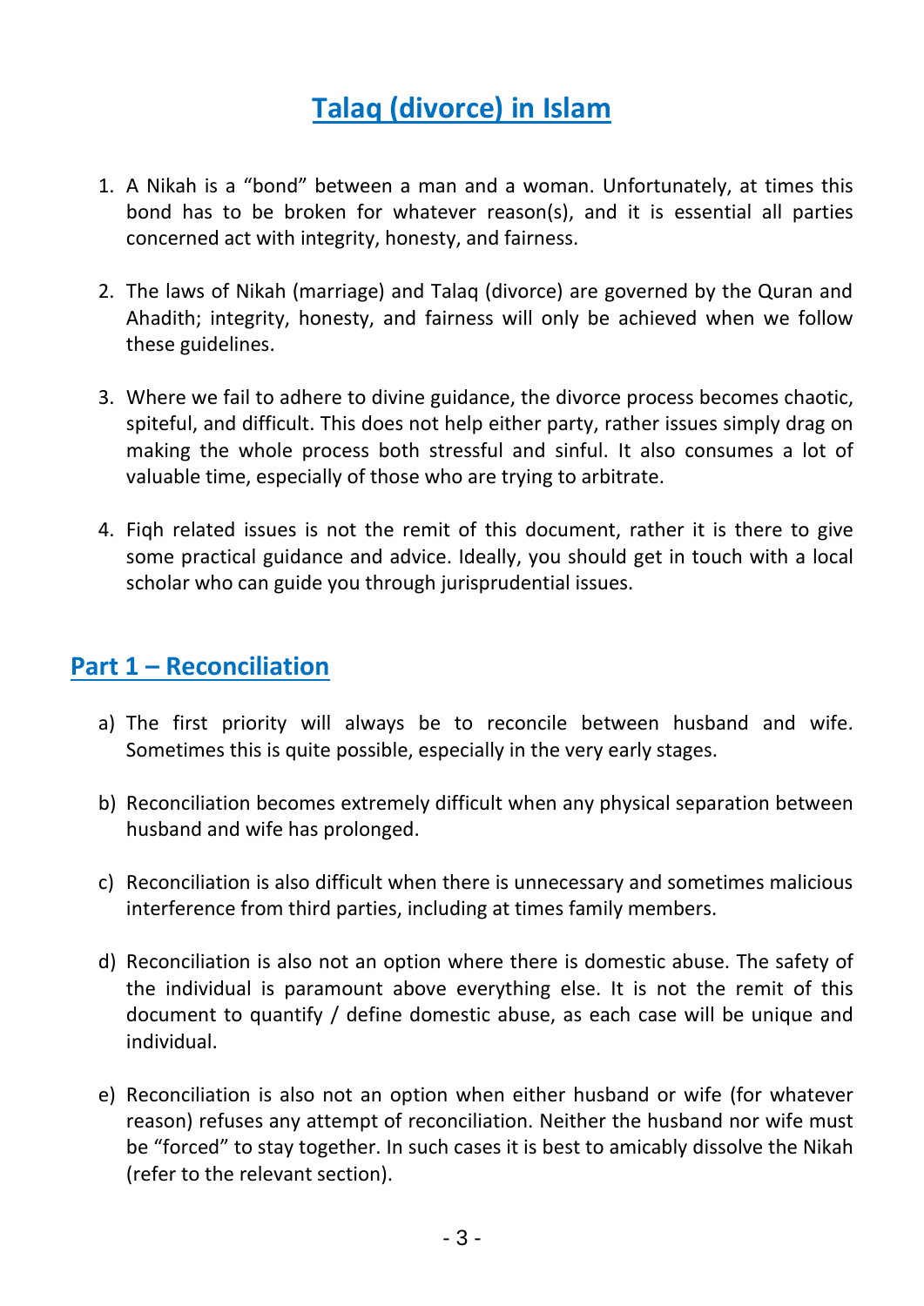# Talaq (divorce) in Islam

1. A Nikah is a "bond" between a man and a woman. Unfortunately, at times this bond has to be broken for whatever reason(s), and it is essential all parties concerned act with integrity, honesty, and fairness.

2. The laws of Nikah (marriage) and Talaq (divorce) are governed by the Quran and Ahadith; integrity, honesty, and fairness will only be achieved when we follow these guidelines.

3. Where we fail to adhere to divine guidance, the divorce process becomes chaotic, spiteful, and difficult. This does not help either party, rather issues simply drag on making the whole process both stressful and sinful. It also consumes a lot of valuable time, especially of those who are trying to arbitrate.

4. Fiqh related issues is not the remit of this document, rather it is there to give some practical guidance and advice. Ideally, you should get in touch with a local scholar who can guide you through jurisprudential issues.

## Part 1 – Reconciliation

a) The first priority will always be to reconcile between husband and wife. Sometimes this is quite possible, especially in the very early stages.

b) Reconciliation becomes extremely difficult when any physical separation between husband and wife has prolonged.

c) Reconciliation is also difficult when there is unnecessary and sometimes malicious interference from third parties, including at times family members.

d) Reconciliation is also not an option where there is domestic abuse. The safety of the individual is paramount above everything else. It is not the remit of this document to quantify / define domestic abuse, as each case will be unique and individual.

e) Reconciliation is also not an option when either husband or wife (for whatever reason) refuses any attempt of reconciliation. Neither the husband nor wife must be "forced" to stay together. In such cases it is best to amicably dissolve the Nikah (refer to the relevant section).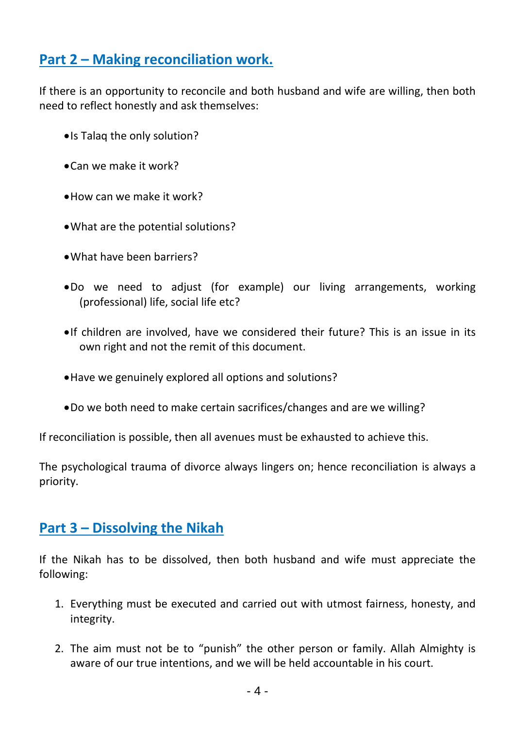## Part 2 – Making reconciliation work.

If there is an opportunity to reconcile and both husband and wife are willing, then both need to reflect honestly and ask themselves:

- Is Talaq the only solution?
- Can we make it work?
- How can we make it work?
- What are the potential solutions?
- What have been barriers?
- Do we need to adjust (for example) our living arrangements, working (professional) life, social life etc?
- If children are involved, have we considered their future? This is an issue in its own right and not the remit of this document.
- Have we genuinely explored all options and solutions?
- Do we both need to make certain sacrifices/changes and are we willing?

If reconciliation is possible, then all avenues must be exhausted to achieve this.

The psychological trauma of divorce always lingers on; hence reconciliation is always a priority.

## Part 3 – Dissolving the Nikah

If the Nikah has to be dissolved, then both husband and wife must appreciate the following:

1. Everything must be executed and carried out with utmost fairness, honesty, and integrity.
2. The aim must not be to "punish" the other person or family. Allah Almighty is aware of our true intentions, and we will be held accountable in his court.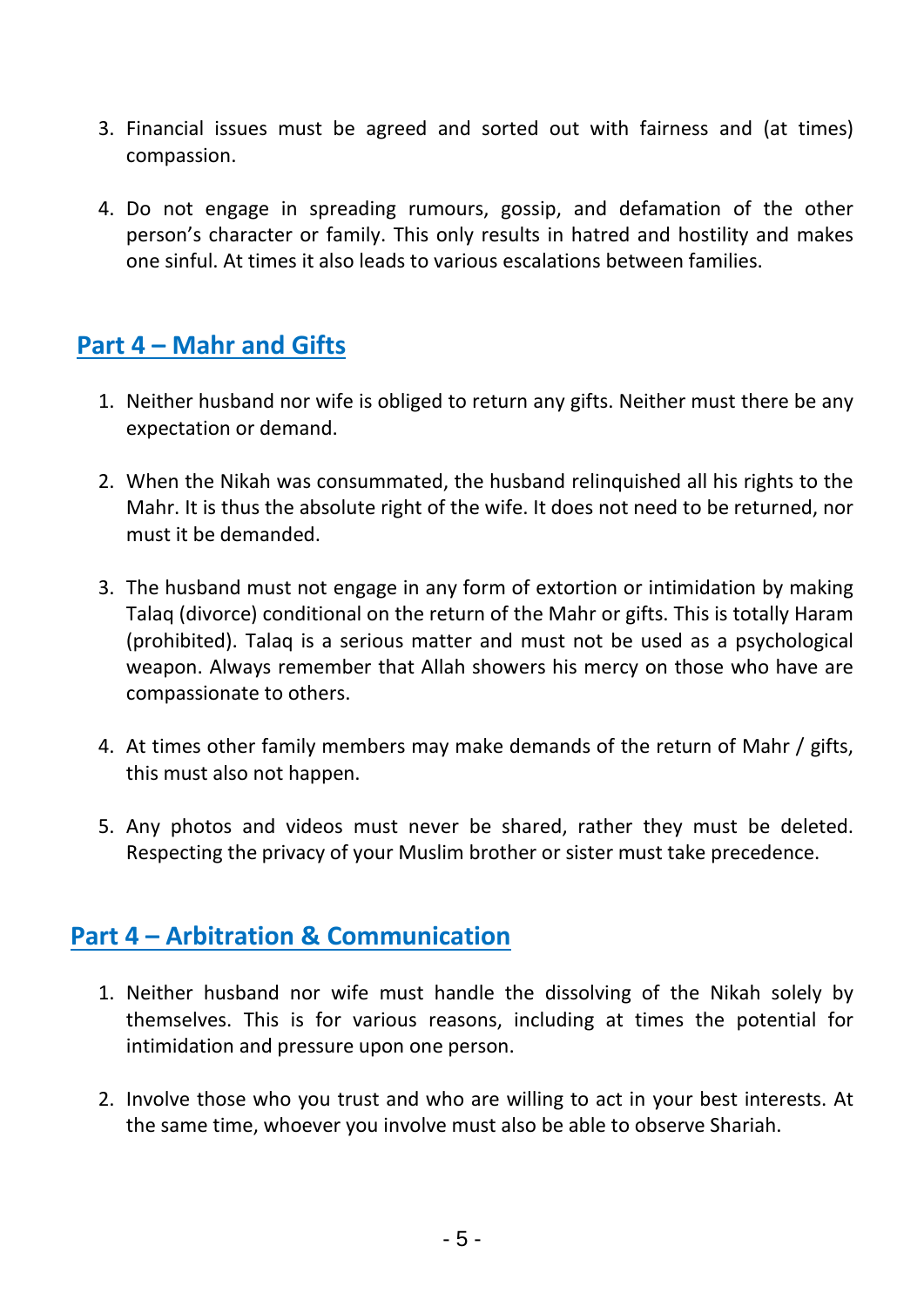3. Financial issues must be agreed and sorted out with fairness and (at times) compassion.

4. Do not engage in spreading rumours, gossip, and defamation of the other person's character or family. This only results in hatred and hostility and makes one sinful. At times it also leads to various escalations between families.

## Part 4 – Mahr and Gifts

1. Neither husband nor wife is obliged to return any gifts. Neither must there be any expectation or demand.

2. When the Nikah was consummated, the husband relinquished all his rights to the Mahr. It is thus the absolute right of the wife. It does not need to be returned, nor must it be demanded.

3. The husband must not engage in any form of extortion or intimidation by making Talaq (divorce) conditional on the return of the Mahr or gifts. This is totally Haram (prohibited). Talaq is a serious matter and must not be used as a psychological weapon. Always remember that Allah showers his mercy on those who have are compassionate to others.

4. At times other family members may make demands of the return of Mahr / gifts, this must also not happen.

5. Any photos and videos must never be shared, rather they must be deleted. Respecting the privacy of your Muslim brother or sister must take precedence.

## Part 4 – Arbitration & Communication

1. Neither husband nor wife must handle the dissolving of the Nikah solely by themselves. This is for various reasons, including at times the potential for intimidation and pressure upon one person.

2. Involve those who you trust and who are willing to act in your best interests. At the same time, whoever you involve must also be able to observe Shariah.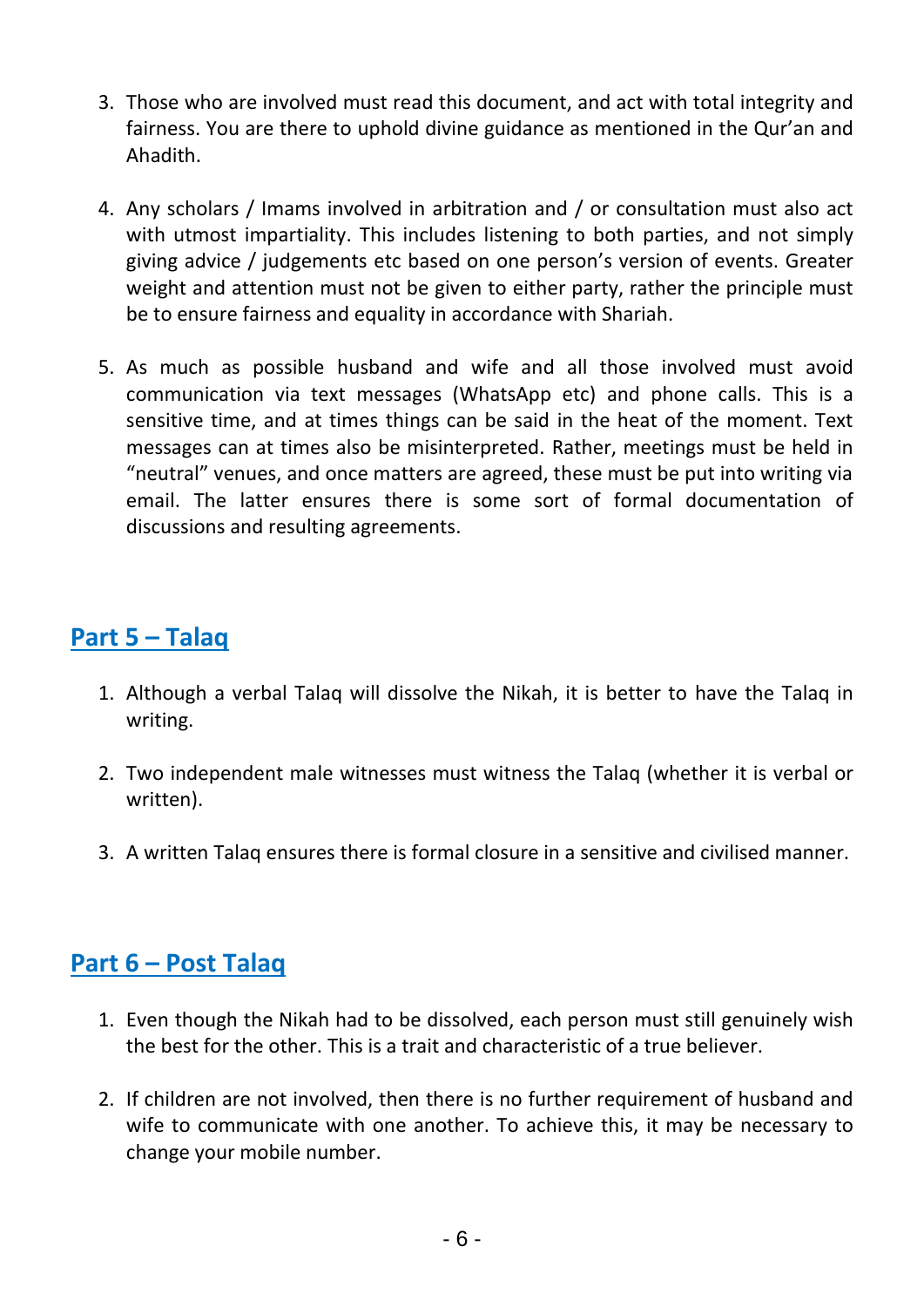3. Those who are involved must read this document, and act with total integrity and fairness. You are there to uphold divine guidance as mentioned in the Qur'an and Ahadith.

4. Any scholars / Imams involved in arbitration and / or consultation must also act with utmost impartiality. This includes listening to both parties, and not simply giving advice / judgements etc based on one person's version of events. Greater weight and attention must not be given to either party, rather the principle must be to ensure fairness and equality in accordance with Shariah.

5. As much as possible husband and wife and all those involved must avoid communication via text messages (WhatsApp etc) and phone calls. This is a sensitive time, and at times things can be said in the heat of the moment. Text messages can at times also be misinterpreted. Rather, meetings must be held in "neutral" venues, and once matters are agreed, these must be put into writing via email. The latter ensures there is some sort of formal documentation of discussions and resulting agreements.

## Part 5 – Talaq

1. Although a verbal Talaq will dissolve the Nikah, it is better to have the Talaq in writing.

2. Two independent male witnesses must witness the Talaq (whether it is verbal or written).

3. A written Talaq ensures there is formal closure in a sensitive and civilised manner.

## Part 6 – Post Talaq

1. Even though the Nikah had to be dissolved, each person must still genuinely wish the best for the other. This is a trait and characteristic of a true believer.

2. If children are not involved, then there is no further requirement of husband and wife to communicate with one another. To achieve this, it may be necessary to change your mobile number.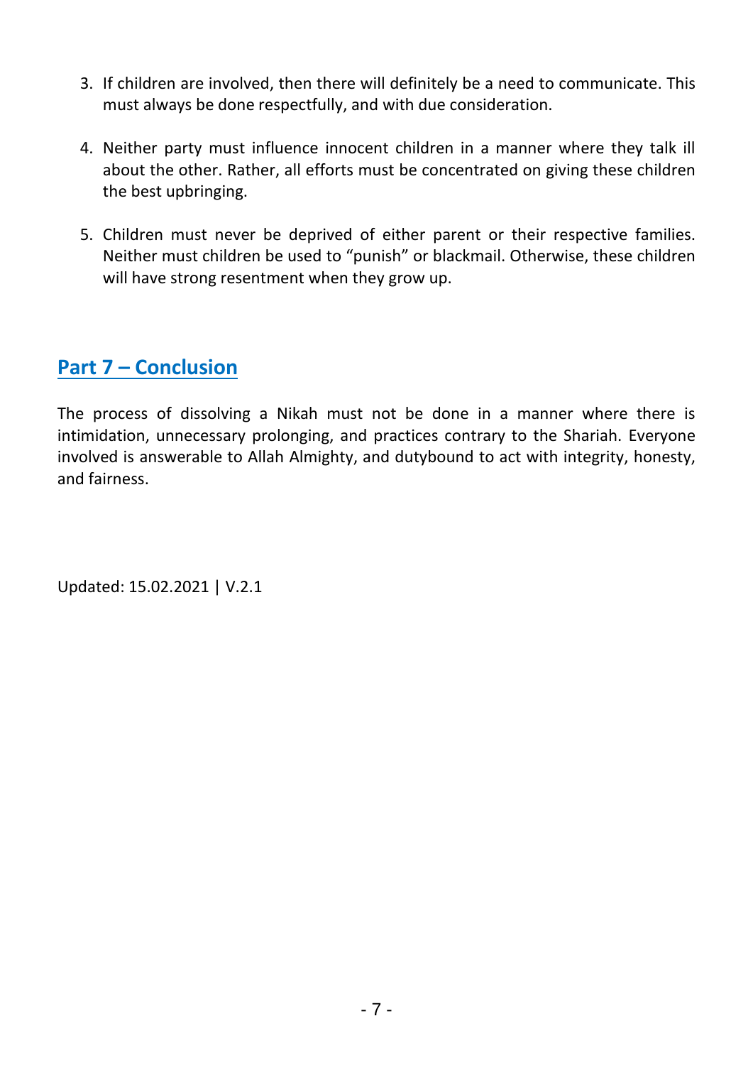3. If children are involved, then there will definitely be a need to communicate. This must always be done respectfully, and with due consideration.

4. Neither party must influence innocent children in a manner where they talk ill about the other. Rather, all efforts must be concentrated on giving these children the best upbringing.

5. Children must never be deprived of either parent or their respective families. Neither must children be used to "punish" or blackmail. Otherwise, these children will have strong resentment when they grow up.

## Part 7 – Conclusion

The process of dissolving a Nikah must not be done in a manner where there is intimidation, unnecessary prolonging, and practices contrary to the Shariah. Everyone involved is answerable to Allah Almighty, and dutybound to act with integrity, honesty, and fairness.

Updated: 15.02.2021 | V.2.1